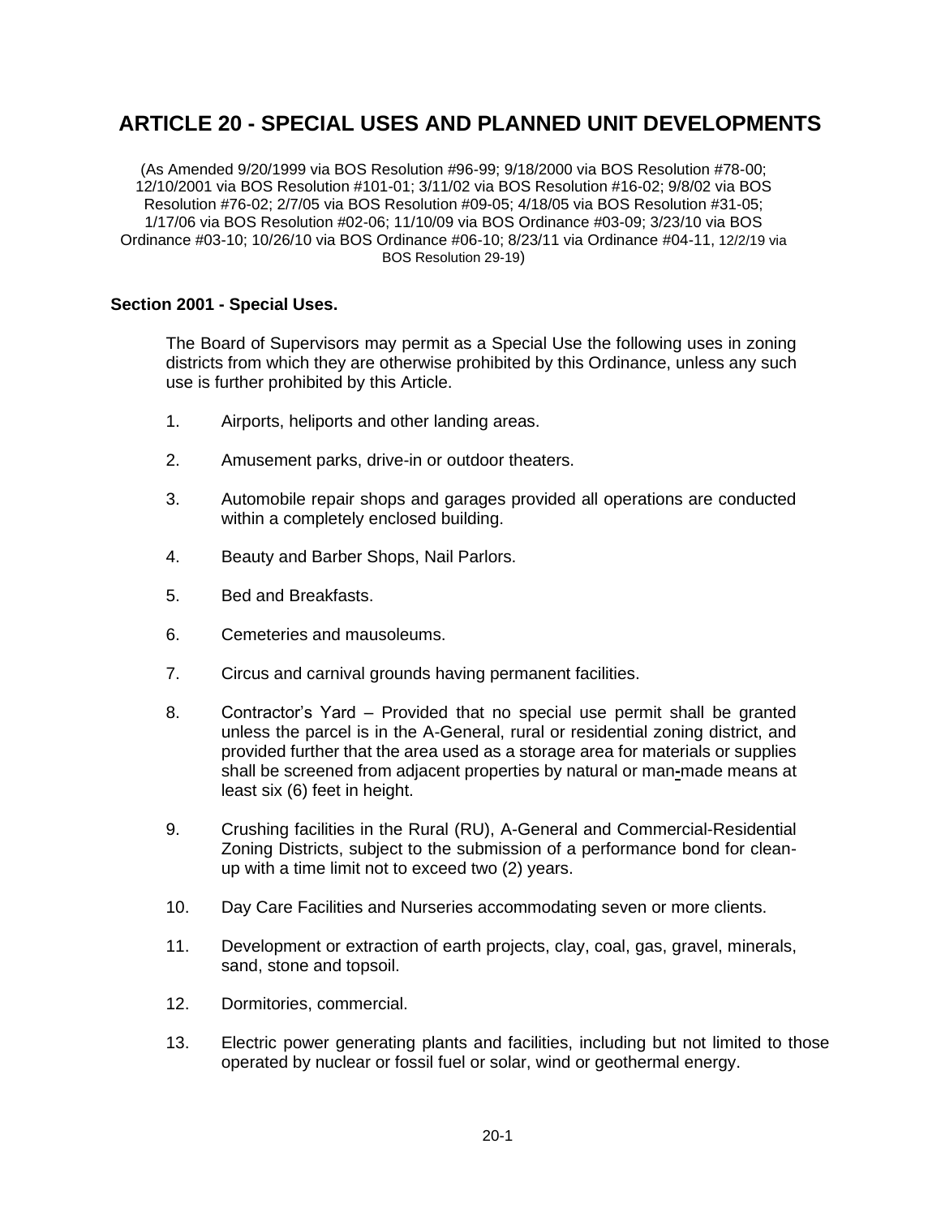# ARTICLE 20 - SPECIAL USES AND PLANNED UNIT DEVELOPMENTS

(As Amended 9/20/1999 via BOS Resolution #96-99; 9/18/2000 via BOS Resolution #78-00; 12/10/2001 via BOS Resolution #101-01; 3/11/02 via BOS Resolution #16-02; 9/8/02 via BOS Resolution #76-02; 2/7/05 via BOS Resolution #09-05; 4/18/05 via BOS Resolution #31-05; 1/17/06 via BOS Resolution #02-06; 11/10/09 via BOS Ordinance #03-09; 3/23/10 via BOS Ordinance #03-10; 10/26/10 via BOS Ordinance #06-10; 8/23/11 via Ordinance #04-11, 12/2/19 via BOS Resolution 29-19)

## Section 2001 - Special Uses.

The Board of Supervisors may permit as a Special Use the following uses in zoning districts from which they are otherwise prohibited by this Ordinance, unless any such use is further prohibited by this Article.

1. Airports, heliports and other landing areas.

2. Amusement parks, drive-in or outdoor theaters.

3. Automobile repair shops and garages provided all operations are conducted within a completely enclosed building.

4. Beauty and Barber Shops, Nail Parlors.

5. Bed and Breakfasts.

6. Cemeteries and mausoleums.

7. Circus and carnival grounds having permanent facilities.

8. Contractor's Yard – Provided that no special use permit shall be granted unless the parcel is in the A-General, rural or residential zoning district, and provided further that the area used as a storage area for materials or supplies shall be screened from adjacent properties by natural or man-made means at least six (6) feet in height.

9. Crushing facilities in the Rural (RU), A-General and Commercial-Residential Zoning Districts, subject to the submission of a performance bond for clean-up with a time limit not to exceed two (2) years.

10. Day Care Facilities and Nurseries accommodating seven or more clients.

11. Development or extraction of earth projects, clay, coal, gas, gravel, minerals, sand, stone and topsoil.

12. Dormitories, commercial.

13. Electric power generating plants and facilities, including but not limited to those operated by nuclear or fossil fuel or solar, wind or geothermal energy.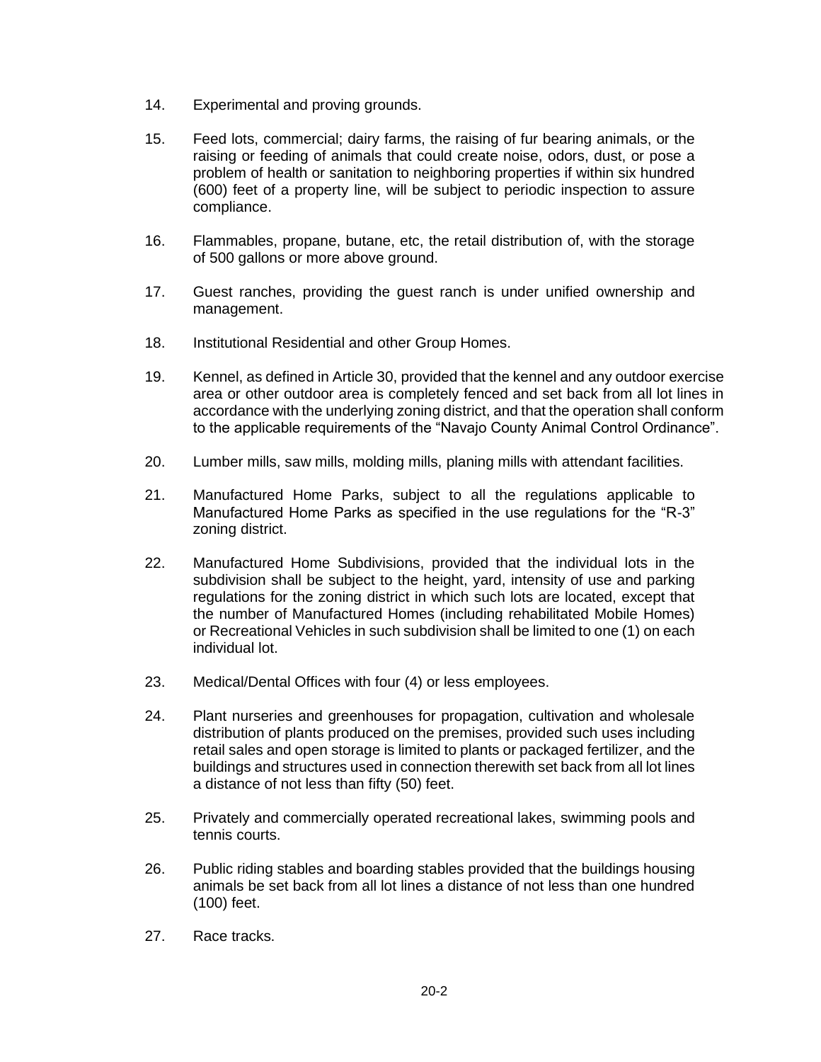14. Experimental and proving grounds.

15. Feed lots, commercial; dairy farms, the raising of fur bearing animals, or the raising or feeding of animals that could create noise, odors, dust, or pose a problem of health or sanitation to neighboring properties if within six hundred (600) feet of a property line, will be subject to periodic inspection to assure compliance.

16. Flammables, propane, butane, etc, the retail distribution of, with the storage of 500 gallons or more above ground.

17. Guest ranches, providing the guest ranch is under unified ownership and management.

18. Institutional Residential and other Group Homes.

19. Kennel, as defined in Article 30, provided that the kennel and any outdoor exercise area or other outdoor area is completely fenced and set back from all lot lines in accordance with the underlying zoning district, and that the operation shall conform to the applicable requirements of the "Navajo County Animal Control Ordinance".

20. Lumber mills, saw mills, molding mills, planing mills with attendant facilities.

21. Manufactured Home Parks, subject to all the regulations applicable to Manufactured Home Parks as specified in the use regulations for the "R-3" zoning district.

22. Manufactured Home Subdivisions, provided that the individual lots in the subdivision shall be subject to the height, yard, intensity of use and parking regulations for the zoning district in which such lots are located, except that the number of Manufactured Homes (including rehabilitated Mobile Homes) or Recreational Vehicles in such subdivision shall be limited to one (1) on each individual lot.

23. Medical/Dental Offices with four (4) or less employees.

24. Plant nurseries and greenhouses for propagation, cultivation and wholesale distribution of plants produced on the premises, provided such uses including retail sales and open storage is limited to plants or packaged fertilizer, and the buildings and structures used in connection therewith set back from all lot lines a distance of not less than fifty (50) feet.

25. Privately and commercially operated recreational lakes, swimming pools and tennis courts.

26. Public riding stables and boarding stables provided that the buildings housing animals be set back from all lot lines a distance of not less than one hundred (100) feet.

27. Race tracks.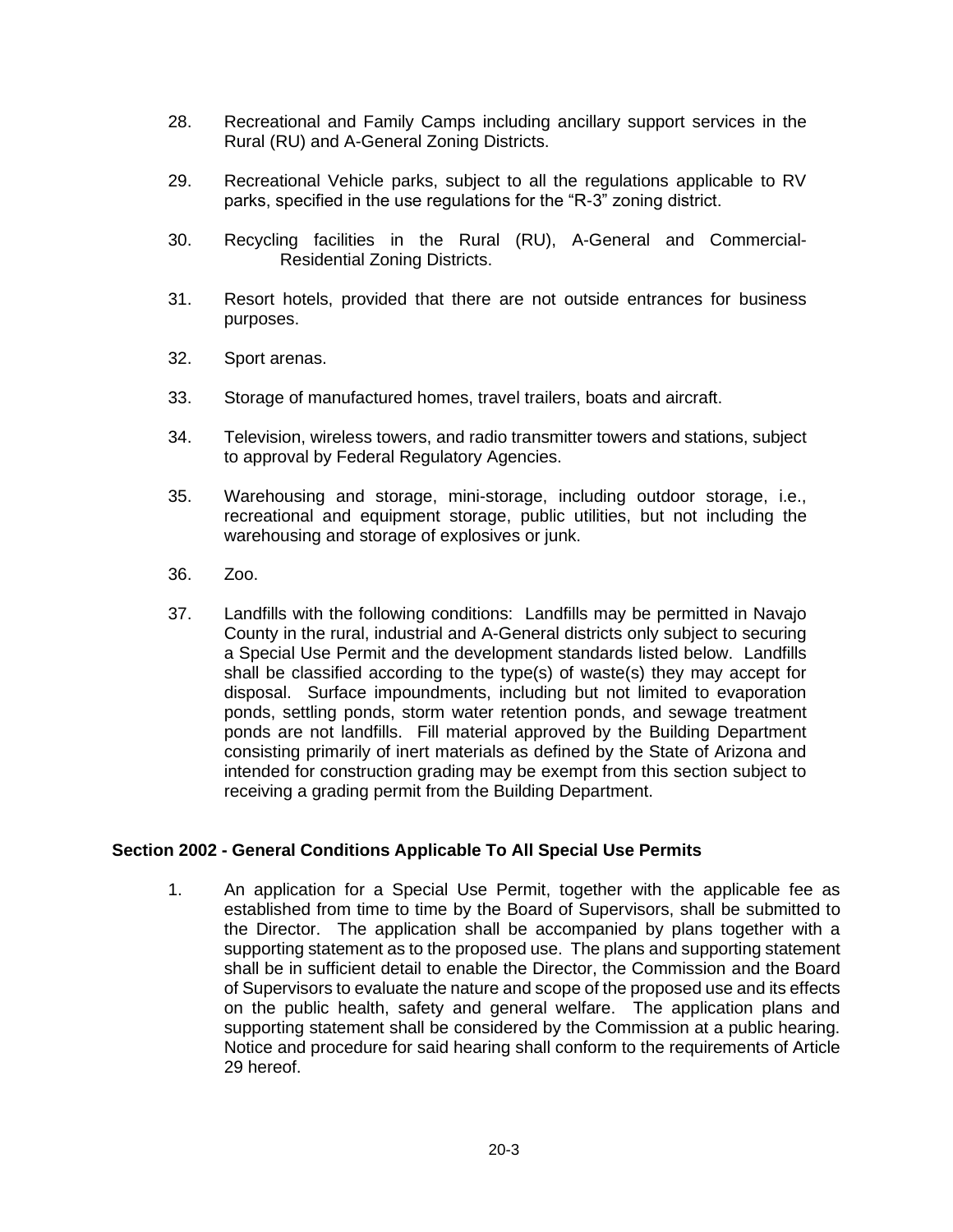28. Recreational and Family Camps including ancillary support services in the Rural (RU) and A-General Zoning Districts.

29. Recreational Vehicle parks, subject to all the regulations applicable to RV parks, specified in the use regulations for the "R-3" zoning district.

30. Recycling facilities in the Rural (RU), A-General and Commercial-Residential Zoning Districts.

31. Resort hotels, provided that there are not outside entrances for business purposes.

32. Sport arenas.

33. Storage of manufactured homes, travel trailers, boats and aircraft.

34. Television, wireless towers, and radio transmitter towers and stations, subject to approval by Federal Regulatory Agencies.

35. Warehousing and storage, mini-storage, including outdoor storage, i.e., recreational and equipment storage, public utilities, but not including the warehousing and storage of explosives or junk.

36. Zoo.

37. Landfills with the following conditions: Landfills may be permitted in Navajo County in the rural, industrial and A-General districts only subject to securing a Special Use Permit and the development standards listed below. Landfills shall be classified according to the type(s) of waste(s) they may accept for disposal. Surface impoundments, including but not limited to evaporation ponds, settling ponds, storm water retention ponds, and sewage treatment ponds are not landfills. Fill material approved by the Building Department consisting primarily of inert materials as defined by the State of Arizona and intended for construction grading may be exempt from this section subject to receiving a grading permit from the Building Department.

## Section 2002 - General Conditions Applicable To All Special Use Permits

1. An application for a Special Use Permit, together with the applicable fee as established from time to time by the Board of Supervisors, shall be submitted to the Director. The application shall be accompanied by plans together with a supporting statement as to the proposed use. The plans and supporting statement shall be in sufficient detail to enable the Director, the Commission and the Board of Supervisors to evaluate the nature and scope of the proposed use and its effects on the public health, safety and general welfare. The application plans and supporting statement shall be considered by the Commission at a public hearing. Notice and procedure for said hearing shall conform to the requirements of Article 29 hereof.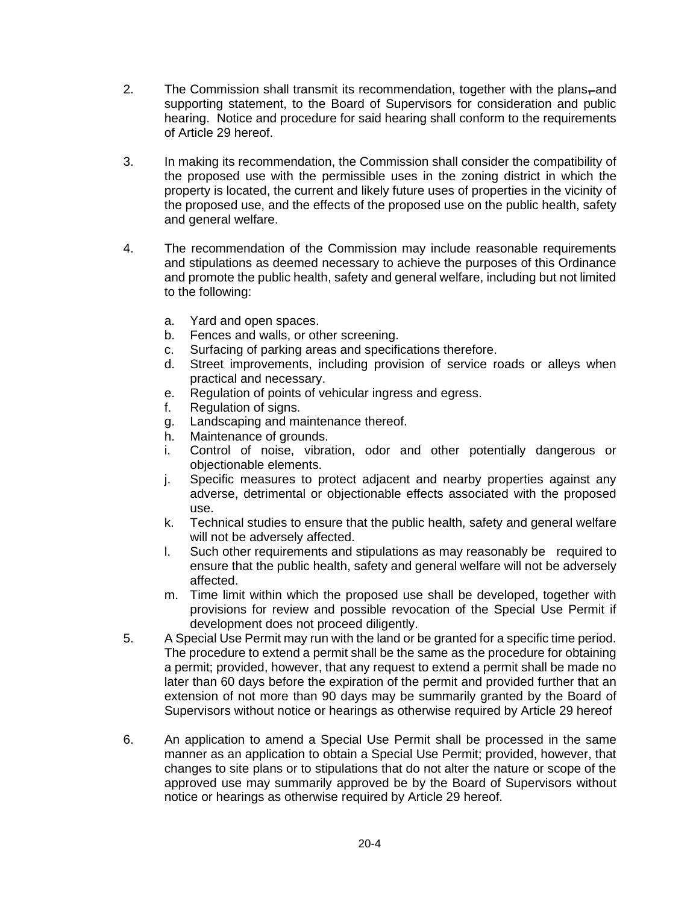2. The Commission shall transmit its recommendation, together with the plans, and supporting statement, to the Board of Supervisors for consideration and public hearing. Notice and procedure for said hearing shall conform to the requirements of Article 29 hereof.

3. In making its recommendation, the Commission shall consider the compatibility of the proposed use with the permissible uses in the zoning district in which the property is located, the current and likely future uses of properties in the vicinity of the proposed use, and the effects of the proposed use on the public health, safety and general welfare.

4. The recommendation of the Commission may include reasonable requirements and stipulations as deemed necessary to achieve the purposes of this Ordinance and promote the public health, safety and general welfare, including but not limited to the following:

   a. Yard and open spaces.
   b. Fences and walls, or other screening.
   c. Surfacing of parking areas and specifications therefore.
   d. Street improvements, including provision of service roads or alleys when practical and necessary.
   e. Regulation of points of vehicular ingress and egress.
   f. Regulation of signs.
   g. Landscaping and maintenance thereof.
   h. Maintenance of grounds.
   i. Control of noise, vibration, odor and other potentially dangerous or objectionable elements.
   j. Specific measures to protect adjacent and nearby properties against any adverse, detrimental or objectionable effects associated with the proposed use.
   k. Technical studies to ensure that the public health, safety and general welfare will not be adversely affected.
   l. Such other requirements and stipulations as may reasonably be required to ensure that the public health, safety and general welfare will not be adversely affected.
   m. Time limit within which the proposed use shall be developed, together with provisions for review and possible revocation of the Special Use Permit if development does not proceed diligently.

5. A Special Use Permit may run with the land or be granted for a specific time period. The procedure to extend a permit shall be the same as the procedure for obtaining a permit; provided, however, that any request to extend a permit shall be made no later than 60 days before the expiration of the permit and provided further that an extension of not more than 90 days may be summarily granted by the Board of Supervisors without notice or hearings as otherwise required by Article 29 hereof

6. An application to amend a Special Use Permit shall be processed in the same manner as an application to obtain a Special Use Permit; provided, however, that changes to site plans or to stipulations that do not alter the nature or scope of the approved use may summarily approved be by the Board of Supervisors without notice or hearings as otherwise required by Article 29 hereof.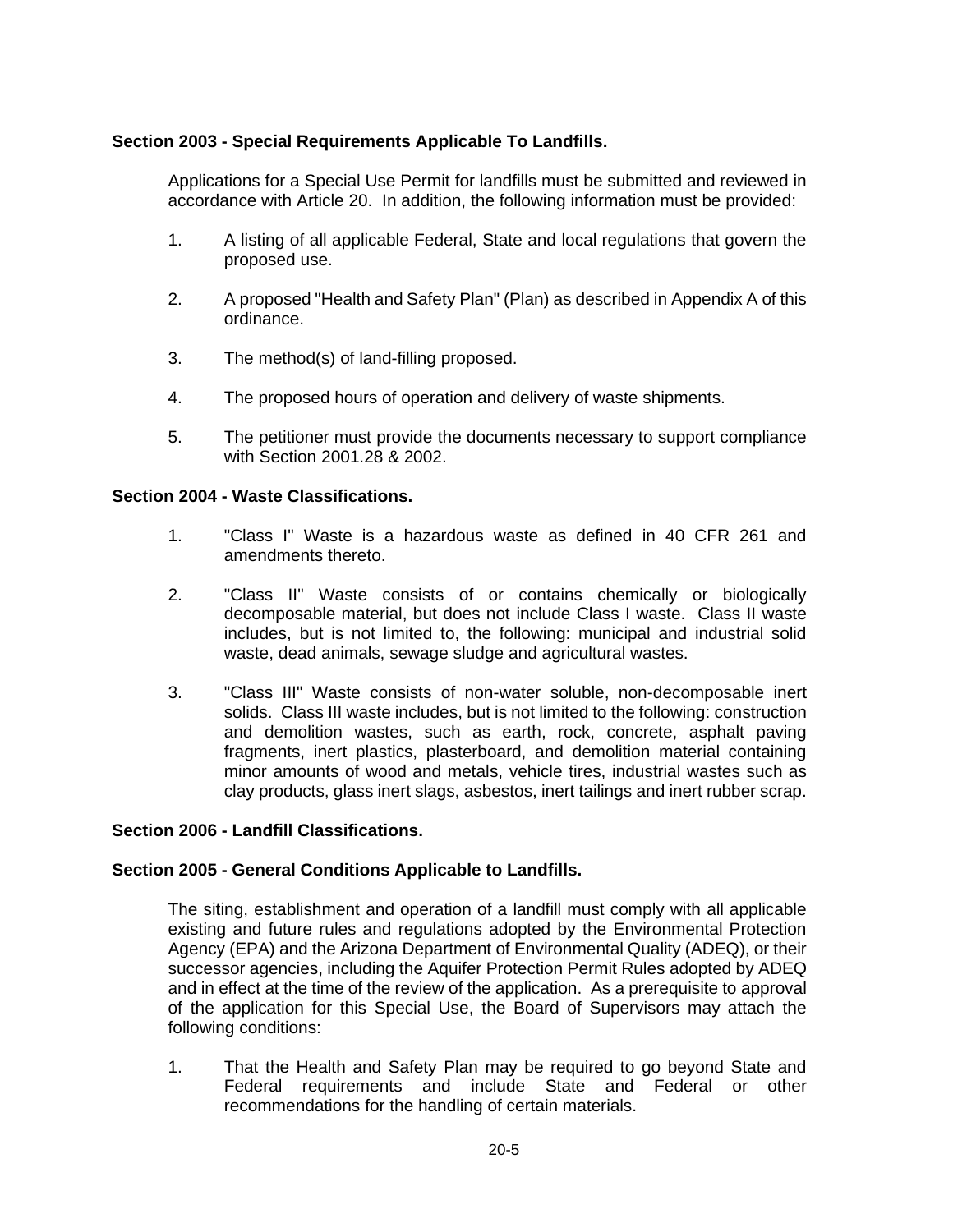**Section 2003 - Special Requirements Applicable To Landfills.**

Applications for a Special Use Permit for landfills must be submitted and reviewed in accordance with Article 20. In addition, the following information must be provided:

1. A listing of all applicable Federal, State and local regulations that govern the proposed use.

2. A proposed "Health and Safety Plan" (Plan) as described in Appendix A of this ordinance.

3. The method(s) of land-filling proposed.

4. The proposed hours of operation and delivery of waste shipments.

5. The petitioner must provide the documents necessary to support compliance with Section 2001.28 & 2002.

**Section 2004 - Waste Classifications.**

1. "Class I" Waste is a hazardous waste as defined in 40 CFR 261 and amendments thereto.

2. "Class II" Waste consists of or contains chemically or biologically decomposable material, but does not include Class I waste. Class II waste includes, but is not limited to, the following: municipal and industrial solid waste, dead animals, sewage sludge and agricultural wastes.

3. "Class III" Waste consists of non-water soluble, non-decomposable inert solids. Class III waste includes, but is not limited to the following: construction and demolition wastes, such as earth, rock, concrete, asphalt paving fragments, inert plastics, plasterboard, and demolition material containing minor amounts of wood and metals, vehicle tires, industrial wastes such as clay products, glass inert slags, asbestos, inert tailings and inert rubber scrap.

**Section 2006 - Landfill Classifications.**

**Section 2005 - General Conditions Applicable to Landfills.**

The siting, establishment and operation of a landfill must comply with all applicable existing and future rules and regulations adopted by the Environmental Protection Agency (EPA) and the Arizona Department of Environmental Quality (ADEQ), or their successor agencies, including the Aquifer Protection Permit Rules adopted by ADEQ and in effect at the time of the review of the application. As a prerequisite to approval of the application for this Special Use, the Board of Supervisors may attach the following conditions:

1. That the Health and Safety Plan may be required to go beyond State and Federal requirements and include State and Federal or other recommendations for the handling of certain materials.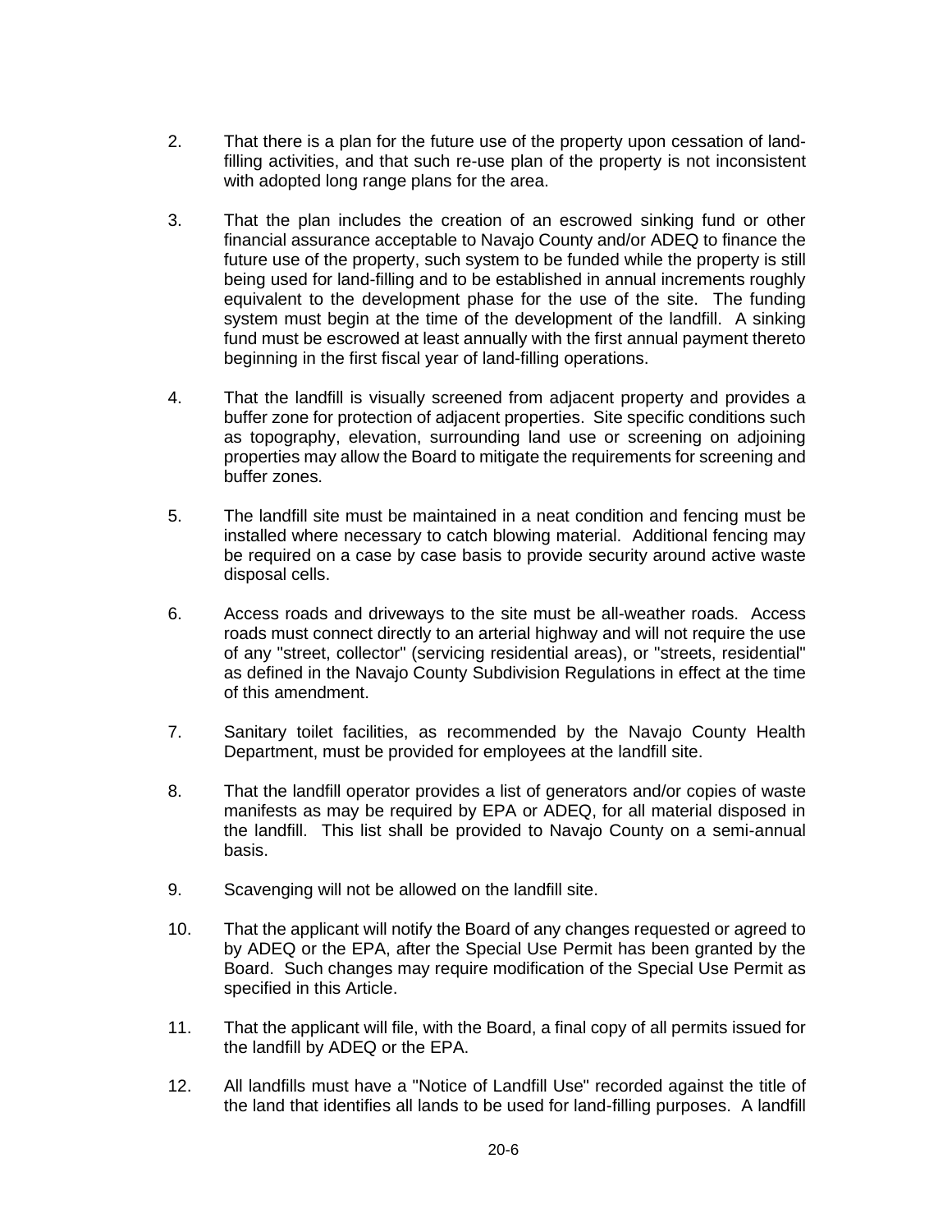2. That there is a plan for the future use of the property upon cessation of land-filling activities, and that such re-use plan of the property is not inconsistent with adopted long range plans for the area.

3. That the plan includes the creation of an escrowed sinking fund or other financial assurance acceptable to Navajo County and/or ADEQ to finance the future use of the property, such system to be funded while the property is still being used for land-filling and to be established in annual increments roughly equivalent to the development phase for the use of the site. The funding system must begin at the time of the development of the landfill. A sinking fund must be escrowed at least annually with the first annual payment thereto beginning in the first fiscal year of land-filling operations.

4. That the landfill is visually screened from adjacent property and provides a buffer zone for protection of adjacent properties. Site specific conditions such as topography, elevation, surrounding land use or screening on adjoining properties may allow the Board to mitigate the requirements for screening and buffer zones.

5. The landfill site must be maintained in a neat condition and fencing must be installed where necessary to catch blowing material. Additional fencing may be required on a case by case basis to provide security around active waste disposal cells.

6. Access roads and driveways to the site must be all-weather roads. Access roads must connect directly to an arterial highway and will not require the use of any "street, collector" (servicing residential areas), or "streets, residential" as defined in the Navajo County Subdivision Regulations in effect at the time of this amendment.

7. Sanitary toilet facilities, as recommended by the Navajo County Health Department, must be provided for employees at the landfill site.

8. That the landfill operator provides a list of generators and/or copies of waste manifests as may be required by EPA or ADEQ, for all material disposed in the landfill. This list shall be provided to Navajo County on a semi-annual basis.

9. Scavenging will not be allowed on the landfill site.

10. That the applicant will notify the Board of any changes requested or agreed to by ADEQ or the EPA, after the Special Use Permit has been granted by the Board. Such changes may require modification of the Special Use Permit as specified in this Article.

11. That the applicant will file, with the Board, a final copy of all permits issued for the landfill by ADEQ or the EPA.

12. All landfills must have a "Notice of Landfill Use" recorded against the title of the land that identifies all lands to be used for land-filling purposes. A landfill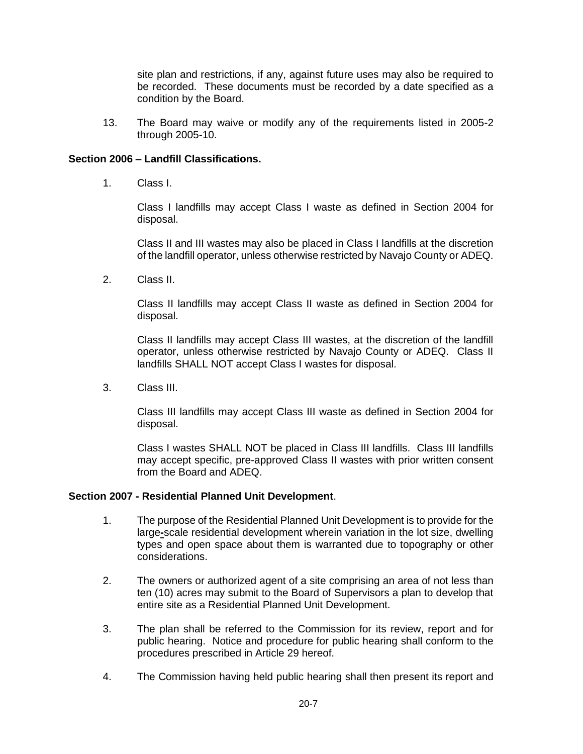site plan and restrictions, if any, against future uses may also be required to be recorded. These documents must be recorded by a date specified as a condition by the Board.

13. The Board may waive or modify any of the requirements listed in 2005-2 through 2005-10.

**Section 2006 – Landfill Classifications.**

1. Class I.

   Class I landfills may accept Class I waste as defined in Section 2004 for disposal.

   Class II and III wastes may also be placed in Class I landfills at the discretion of the landfill operator, unless otherwise restricted by Navajo County or ADEQ.

2. Class II.

   Class II landfills may accept Class II waste as defined in Section 2004 for disposal.

   Class II landfills may accept Class III wastes, at the discretion of the landfill operator, unless otherwise restricted by Navajo County or ADEQ. Class II landfills SHALL NOT accept Class I wastes for disposal.

3. Class III.

   Class III landfills may accept Class III waste as defined in Section 2004 for disposal.

   Class I wastes SHALL NOT be placed in Class III landfills. Class III landfills may accept specific, pre-approved Class II wastes with prior written consent from the Board and ADEQ.

**Section 2007 - Residential Planned Unit Development**.

1. The purpose of the Residential Planned Unit Development is to provide for the large-scale residential development wherein variation in the lot size, dwelling types and open space about them is warranted due to topography or other considerations.

2. The owners or authorized agent of a site comprising an area of not less than ten (10) acres may submit to the Board of Supervisors a plan to develop that entire site as a Residential Planned Unit Development.

3. The plan shall be referred to the Commission for its review, report and for public hearing. Notice and procedure for public hearing shall conform to the procedures prescribed in Article 29 hereof.

4. The Commission having held public hearing shall then present its report and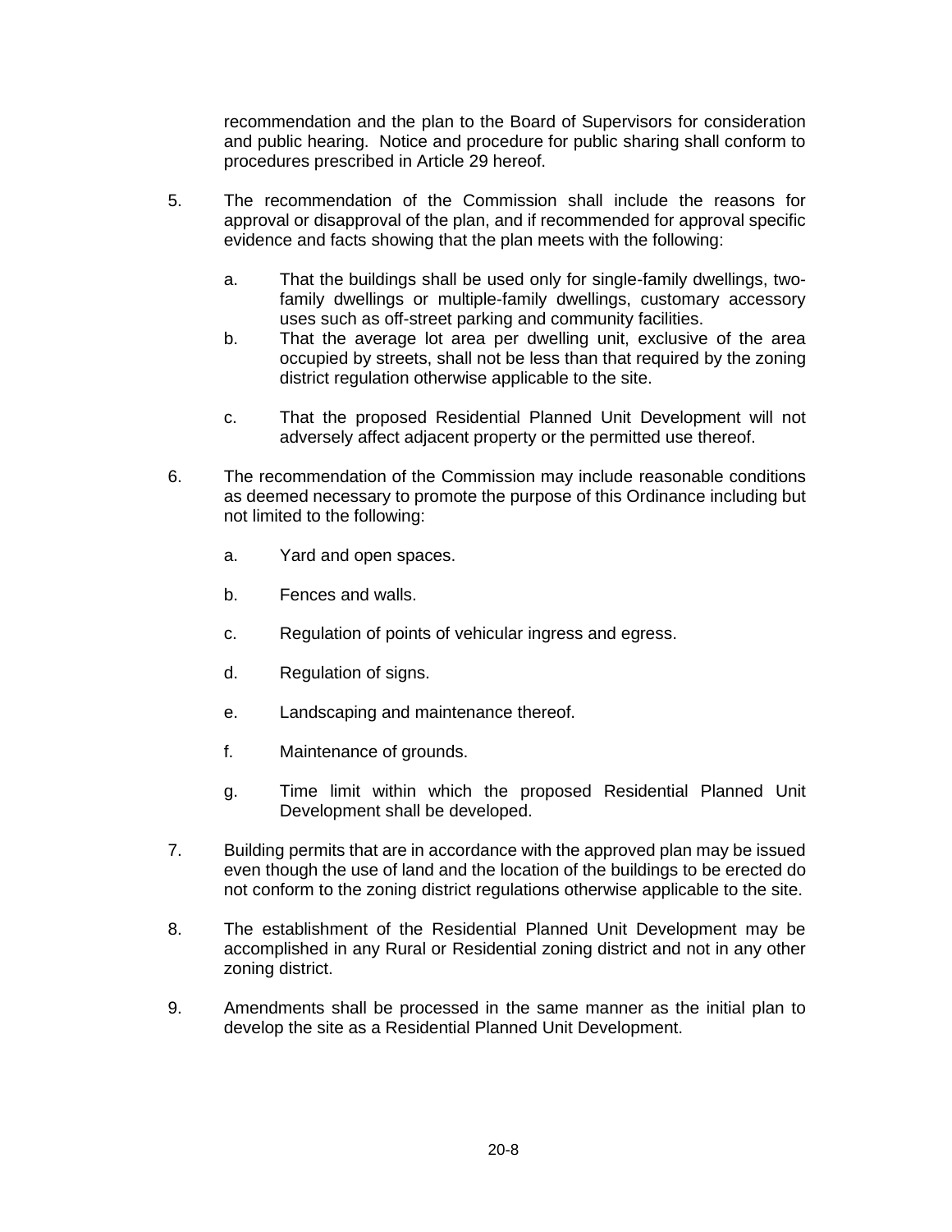recommendation and the plan to the Board of Supervisors for consideration and public hearing. Notice and procedure for public sharing shall conform to procedures prescribed in Article 29 hereof.

5. The recommendation of the Commission shall include the reasons for approval or disapproval of the plan, and if recommended for approval specific evidence and facts showing that the plan meets with the following:

   a. That the buildings shall be used only for single-family dwellings, two-family dwellings or multiple-family dwellings, customary accessory uses such as off-street parking and community facilities.
   b. That the average lot area per dwelling unit, exclusive of the area occupied by streets, shall not be less than that required by the zoning district regulation otherwise applicable to the site.
   c. That the proposed Residential Planned Unit Development will not adversely affect adjacent property or the permitted use thereof.

6. The recommendation of the Commission may include reasonable conditions as deemed necessary to promote the purpose of this Ordinance including but not limited to the following:

   a. Yard and open spaces.
   b. Fences and walls.
   c. Regulation of points of vehicular ingress and egress.
   d. Regulation of signs.
   e. Landscaping and maintenance thereof.
   f. Maintenance of grounds.
   g. Time limit within which the proposed Residential Planned Unit Development shall be developed.

7. Building permits that are in accordance with the approved plan may be issued even though the use of land and the location of the buildings to be erected do not conform to the zoning district regulations otherwise applicable to the site.

8. The establishment of the Residential Planned Unit Development may be accomplished in any Rural or Residential zoning district and not in any other zoning district.

9. Amendments shall be processed in the same manner as the initial plan to develop the site as a Residential Planned Unit Development.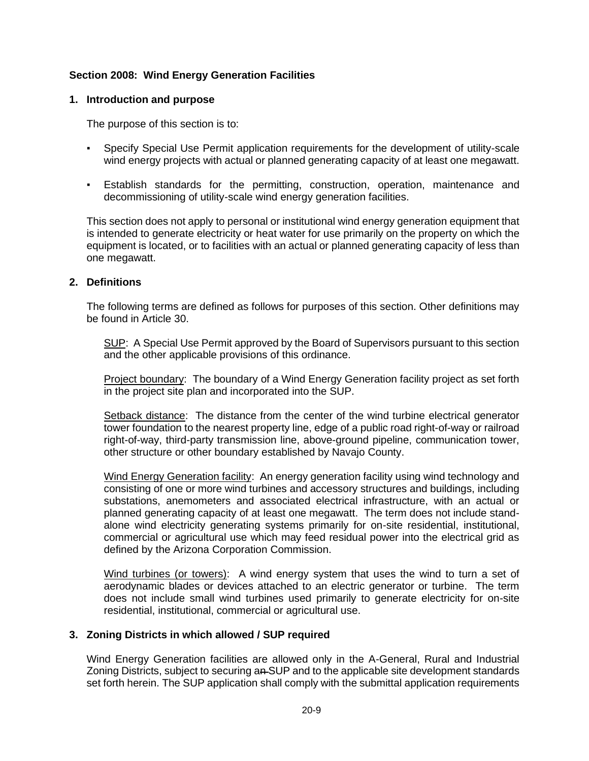### Section 2008: Wind Energy Generation Facilities

**1. Introduction and purpose**

The purpose of this section is to:

- Specify Special Use Permit application requirements for the development of utility-scale wind energy projects with actual or planned generating capacity of at least one megawatt.
- Establish standards for the permitting, construction, operation, maintenance and decommissioning of utility-scale wind energy generation facilities.

This section does not apply to personal or institutional wind energy generation equipment that is intended to generate electricity or heat water for use primarily on the property on which the equipment is located, or to facilities with an actual or planned generating capacity of less than one megawatt.

**2. Definitions**

The following terms are defined as follows for purposes of this section. Other definitions may be found in Article 30.

SUP: A Special Use Permit approved by the Board of Supervisors pursuant to this section and the other applicable provisions of this ordinance.

Project boundary: The boundary of a Wind Energy Generation facility project as set forth in the project site plan and incorporated into the SUP.

Setback distance: The distance from the center of the wind turbine electrical generator tower foundation to the nearest property line, edge of a public road right-of-way or railroad right-of-way, third-party transmission line, above-ground pipeline, communication tower, other structure or other boundary established by Navajo County.

Wind Energy Generation facility: An energy generation facility using wind technology and consisting of one or more wind turbines and accessory structures and buildings, including substations, anemometers and associated electrical infrastructure, with an actual or planned generating capacity of at least one megawatt. The term does not include stand-alone wind electricity generating systems primarily for on-site residential, institutional, commercial or agricultural use which may feed residual power into the electrical grid as defined by the Arizona Corporation Commission.

Wind turbines (or towers): A wind energy system that uses the wind to turn a set of aerodynamic blades or devices attached to an electric generator or turbine. The term does not include small wind turbines used primarily to generate electricity for on-site residential, institutional, commercial or agricultural use.

**3. Zoning Districts in which allowed / SUP required**

Wind Energy Generation facilities are allowed only in the A-General, Rural and Industrial Zoning Districts, subject to securing a SUP and to the applicable site development standards set forth herein. The SUP application shall comply with the submittal application requirements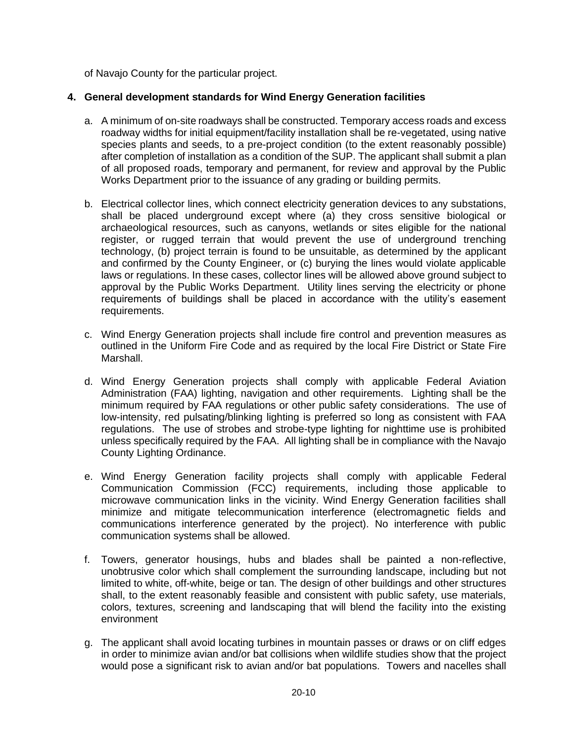of Navajo County for the particular project.

**4. General development standards for Wind Energy Generation facilities**

a. A minimum of on-site roadways shall be constructed. Temporary access roads and excess roadway widths for initial equipment/facility installation shall be re-vegetated, using native species plants and seeds, to a pre-project condition (to the extent reasonably possible) after completion of installation as a condition of the SUP. The applicant shall submit a plan of all proposed roads, temporary and permanent, for review and approval by the Public Works Department prior to the issuance of any grading or building permits.

b. Electrical collector lines, which connect electricity generation devices to any substations, shall be placed underground except where (a) they cross sensitive biological or archaeological resources, such as canyons, wetlands or sites eligible for the national register, or rugged terrain that would prevent the use of underground trenching technology, (b) project terrain is found to be unsuitable, as determined by the applicant and confirmed by the County Engineer, or (c) burying the lines would violate applicable laws or regulations. In these cases, collector lines will be allowed above ground subject to approval by the Public Works Department. Utility lines serving the electricity or phone requirements of buildings shall be placed in accordance with the utility's easement requirements.

c. Wind Energy Generation projects shall include fire control and prevention measures as outlined in the Uniform Fire Code and as required by the local Fire District or State Fire Marshall.

d. Wind Energy Generation projects shall comply with applicable Federal Aviation Administration (FAA) lighting, navigation and other requirements. Lighting shall be the minimum required by FAA regulations or other public safety considerations. The use of low-intensity, red pulsating/blinking lighting is preferred so long as consistent with FAA regulations. The use of strobes and strobe-type lighting for nighttime use is prohibited unless specifically required by the FAA. All lighting shall be in compliance with the Navajo County Lighting Ordinance.

e. Wind Energy Generation facility projects shall comply with applicable Federal Communication Commission (FCC) requirements, including those applicable to microwave communication links in the vicinity. Wind Energy Generation facilities shall minimize and mitigate telecommunication interference (electromagnetic fields and communications interference generated by the project). No interference with public communication systems shall be allowed.

f. Towers, generator housings, hubs and blades shall be painted a non-reflective, unobtrusive color which shall complement the surrounding landscape, including but not limited to white, off-white, beige or tan. The design of other buildings and other structures shall, to the extent reasonably feasible and consistent with public safety, use materials, colors, textures, screening and landscaping that will blend the facility into the existing environment

g. The applicant shall avoid locating turbines in mountain passes or draws or on cliff edges in order to minimize avian and/or bat collisions when wildlife studies show that the project would pose a significant risk to avian and/or bat populations. Towers and nacelles shall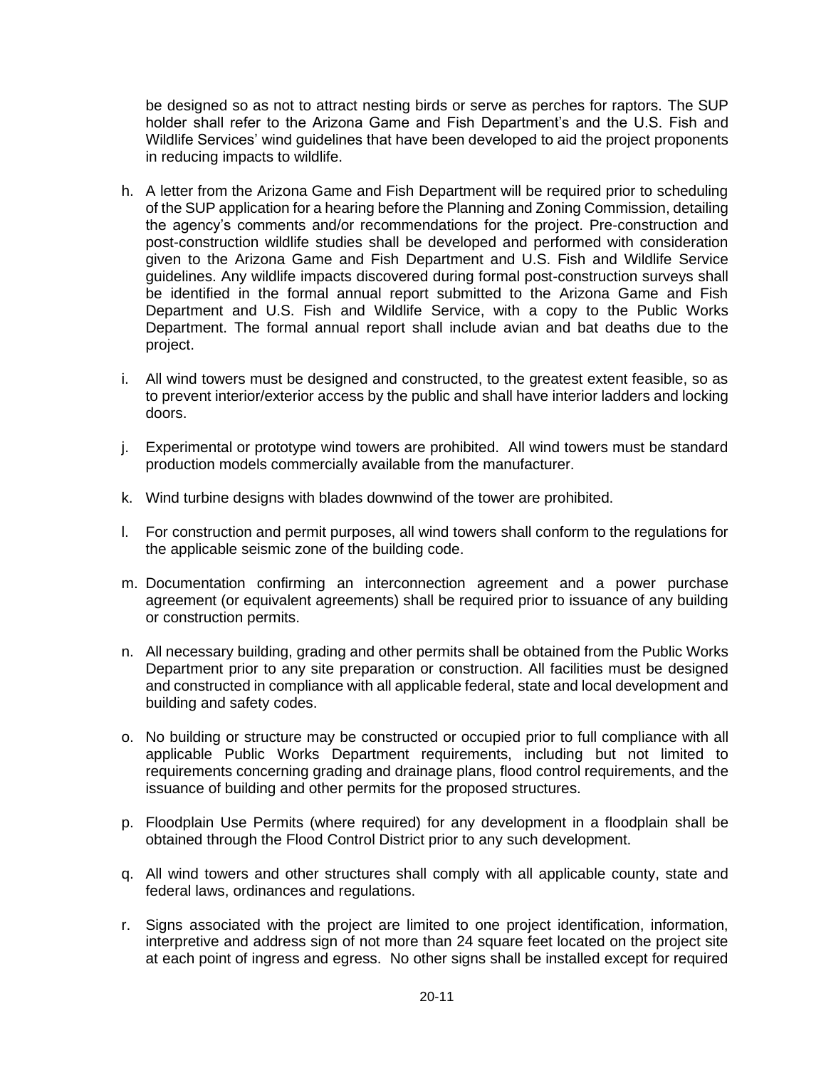be designed so as not to attract nesting birds or serve as perches for raptors. The SUP holder shall refer to the Arizona Game and Fish Department's and the U.S. Fish and Wildlife Services' wind guidelines that have been developed to aid the project proponents in reducing impacts to wildlife.

h. A letter from the Arizona Game and Fish Department will be required prior to scheduling of the SUP application for a hearing before the Planning and Zoning Commission, detailing the agency's comments and/or recommendations for the project. Pre-construction and post-construction wildlife studies shall be developed and performed with consideration given to the Arizona Game and Fish Department and U.S. Fish and Wildlife Service guidelines. Any wildlife impacts discovered during formal post-construction surveys shall be identified in the formal annual report submitted to the Arizona Game and Fish Department and U.S. Fish and Wildlife Service, with a copy to the Public Works Department. The formal annual report shall include avian and bat deaths due to the project.

i. All wind towers must be designed and constructed, to the greatest extent feasible, so as to prevent interior/exterior access by the public and shall have interior ladders and locking doors.

j. Experimental or prototype wind towers are prohibited. All wind towers must be standard production models commercially available from the manufacturer.

k. Wind turbine designs with blades downwind of the tower are prohibited.

l. For construction and permit purposes, all wind towers shall conform to the regulations for the applicable seismic zone of the building code.

m. Documentation confirming an interconnection agreement and a power purchase agreement (or equivalent agreements) shall be required prior to issuance of any building or construction permits.

n. All necessary building, grading and other permits shall be obtained from the Public Works Department prior to any site preparation or construction. All facilities must be designed and constructed in compliance with all applicable federal, state and local development and building and safety codes.

o. No building or structure may be constructed or occupied prior to full compliance with all applicable Public Works Department requirements, including but not limited to requirements concerning grading and drainage plans, flood control requirements, and the issuance of building and other permits for the proposed structures.

p. Floodplain Use Permits (where required) for any development in a floodplain shall be obtained through the Flood Control District prior to any such development.

q. All wind towers and other structures shall comply with all applicable county, state and federal laws, ordinances and regulations.

r. Signs associated with the project are limited to one project identification, information, interpretive and address sign of not more than 24 square feet located on the project site at each point of ingress and egress. No other signs shall be installed except for required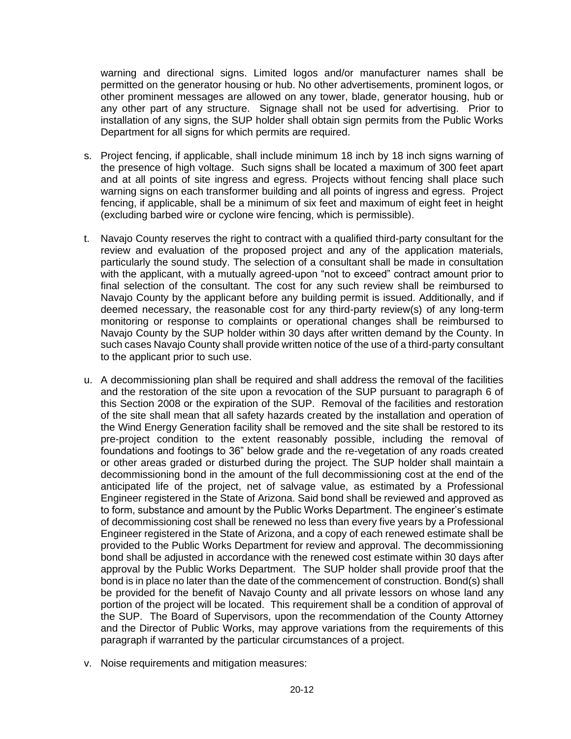warning and directional signs. Limited logos and/or manufacturer names shall be permitted on the generator housing or hub. No other advertisements, prominent logos, or other prominent messages are allowed on any tower, blade, generator housing, hub or any other part of any structure. Signage shall not be used for advertising. Prior to installation of any signs, the SUP holder shall obtain sign permits from the Public Works Department for all signs for which permits are required.

s. Project fencing, if applicable, shall include minimum 18 inch by 18 inch signs warning of the presence of high voltage. Such signs shall be located a maximum of 300 feet apart and at all points of site ingress and egress. Projects without fencing shall place such warning signs on each transformer building and all points of ingress and egress. Project fencing, if applicable, shall be a minimum of six feet and maximum of eight feet in height (excluding barbed wire or cyclone wire fencing, which is permissible).

t. Navajo County reserves the right to contract with a qualified third-party consultant for the review and evaluation of the proposed project and any of the application materials, particularly the sound study. The selection of a consultant shall be made in consultation with the applicant, with a mutually agreed-upon "not to exceed" contract amount prior to final selection of the consultant. The cost for any such review shall be reimbursed to Navajo County by the applicant before any building permit is issued. Additionally, and if deemed necessary, the reasonable cost for any third-party review(s) of any long-term monitoring or response to complaints or operational changes shall be reimbursed to Navajo County by the SUP holder within 30 days after written demand by the County. In such cases Navajo County shall provide written notice of the use of a third-party consultant to the applicant prior to such use.

u. A decommissioning plan shall be required and shall address the removal of the facilities and the restoration of the site upon a revocation of the SUP pursuant to paragraph 6 of this Section 2008 or the expiration of the SUP. Removal of the facilities and restoration of the site shall mean that all safety hazards created by the installation and operation of the Wind Energy Generation facility shall be removed and the site shall be restored to its pre-project condition to the extent reasonably possible, including the removal of foundations and footings to 36" below grade and the re-vegetation of any roads created or other areas graded or disturbed during the project. The SUP holder shall maintain a decommissioning bond in the amount of the full decommissioning cost at the end of the anticipated life of the project, net of salvage value, as estimated by a Professional Engineer registered in the State of Arizona. Said bond shall be reviewed and approved as to form, substance and amount by the Public Works Department. The engineer's estimate of decommissioning cost shall be renewed no less than every five years by a Professional Engineer registered in the State of Arizona, and a copy of each renewed estimate shall be provided to the Public Works Department for review and approval. The decommissioning bond shall be adjusted in accordance with the renewed cost estimate within 30 days after approval by the Public Works Department. The SUP holder shall provide proof that the bond is in place no later than the date of the commencement of construction. Bond(s) shall be provided for the benefit of Navajo County and all private lessors on whose land any portion of the project will be located. This requirement shall be a condition of approval of the SUP. The Board of Supervisors, upon the recommendation of the County Attorney and the Director of Public Works, may approve variations from the requirements of this paragraph if warranted by the particular circumstances of a project.

v. Noise requirements and mitigation measures: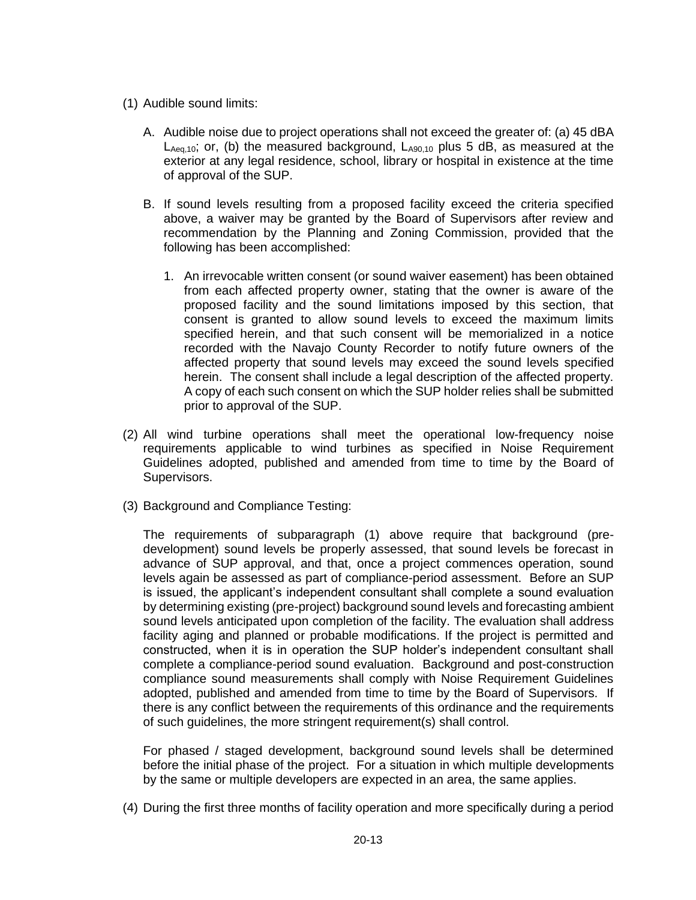(1) Audible sound limits:

   A. Audible noise due to project operations shall not exceed the greater of: (a) 45 dBA $L_{Aeq,10}$; or, (b) the measured background, $L_{A90,10}$ plus 5 dB, as measured at the exterior at any legal residence, school, library or hospital in existence at the time of approval of the SUP.

   B. If sound levels resulting from a proposed facility exceed the criteria specified above, a waiver may be granted by the Board of Supervisors after review and recommendation by the Planning and Zoning Commission, provided that the following has been accomplished:

      1. An irrevocable written consent (or sound waiver easement) has been obtained from each affected property owner, stating that the owner is aware of the proposed facility and the sound limitations imposed by this section, that consent is granted to allow sound levels to exceed the maximum limits specified herein, and that such consent will be memorialized in a notice recorded with the Navajo County Recorder to notify future owners of the affected property that sound levels may exceed the sound levels specified herein. The consent shall include a legal description of the affected property. A copy of each such consent on which the SUP holder relies shall be submitted prior to approval of the SUP.

(2) All wind turbine operations shall meet the operational low-frequency noise requirements applicable to wind turbines as specified in Noise Requirement Guidelines adopted, published and amended from time to time by the Board of Supervisors.

(3) Background and Compliance Testing:

   The requirements of subparagraph (1) above require that background (pre-development) sound levels be properly assessed, that sound levels be forecast in advance of SUP approval, and that, once a project commences operation, sound levels again be assessed as part of compliance-period assessment. Before an SUP is issued, the applicant's independent consultant shall complete a sound evaluation by determining existing (pre-project) background sound levels and forecasting ambient sound levels anticipated upon completion of the facility. The evaluation shall address facility aging and planned or probable modifications. If the project is permitted and constructed, when it is in operation the SUP holder's independent consultant shall complete a compliance-period sound evaluation. Background and post-construction compliance sound measurements shall comply with Noise Requirement Guidelines adopted, published and amended from time to time by the Board of Supervisors. If there is any conflict between the requirements of this ordinance and the requirements of such guidelines, the more stringent requirement(s) shall control.

   For phased / staged development, background sound levels shall be determined before the initial phase of the project. For a situation in which multiple developments by the same or multiple developers are expected in an area, the same applies.

(4) During the first three months of facility operation and more specifically during a period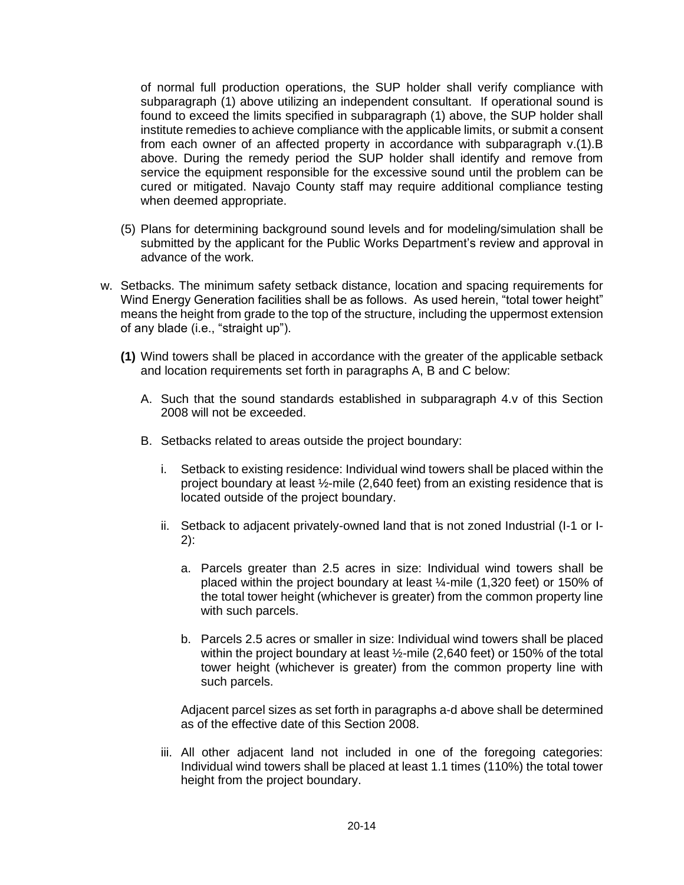of normal full production operations, the SUP holder shall verify compliance with subparagraph (1) above utilizing an independent consultant. If operational sound is found to exceed the limits specified in subparagraph (1) above, the SUP holder shall institute remedies to achieve compliance with the applicable limits, or submit a consent from each owner of an affected property in accordance with subparagraph v.(1).B above. During the remedy period the SUP holder shall identify and remove from service the equipment responsible for the excessive sound until the problem can be cured or mitigated. Navajo County staff may require additional compliance testing when deemed appropriate.

(5) Plans for determining background sound levels and for modeling/simulation shall be submitted by the applicant for the Public Works Department's review and approval in advance of the work.

w. Setbacks. The minimum safety setback distance, location and spacing requirements for Wind Energy Generation facilities shall be as follows. As used herein, "total tower height" means the height from grade to the top of the structure, including the uppermost extension of any blade (i.e., "straight up").

**(1)** Wind towers shall be placed in accordance with the greater of the applicable setback and location requirements set forth in paragraphs A, B and C below:

A. Such that the sound standards established in subparagraph 4.v of this Section 2008 will not be exceeded.

B. Setbacks related to areas outside the project boundary:

i. Setback to existing residence: Individual wind towers shall be placed within the project boundary at least ½-mile (2,640 feet) from an existing residence that is located outside of the project boundary.

ii. Setback to adjacent privately-owned land that is not zoned Industrial (I-1 or I-2):

a. Parcels greater than 2.5 acres in size: Individual wind towers shall be placed within the project boundary at least ¼-mile (1,320 feet) or 150% of the total tower height (whichever is greater) from the common property line with such parcels.

b. Parcels 2.5 acres or smaller in size: Individual wind towers shall be placed within the project boundary at least ½-mile (2,640 feet) or 150% of the total tower height (whichever is greater) from the common property line with such parcels.

Adjacent parcel sizes as set forth in paragraphs a-d above shall be determined as of the effective date of this Section 2008.

iii. All other adjacent land not included in one of the foregoing categories: Individual wind towers shall be placed at least 1.1 times (110%) the total tower height from the project boundary.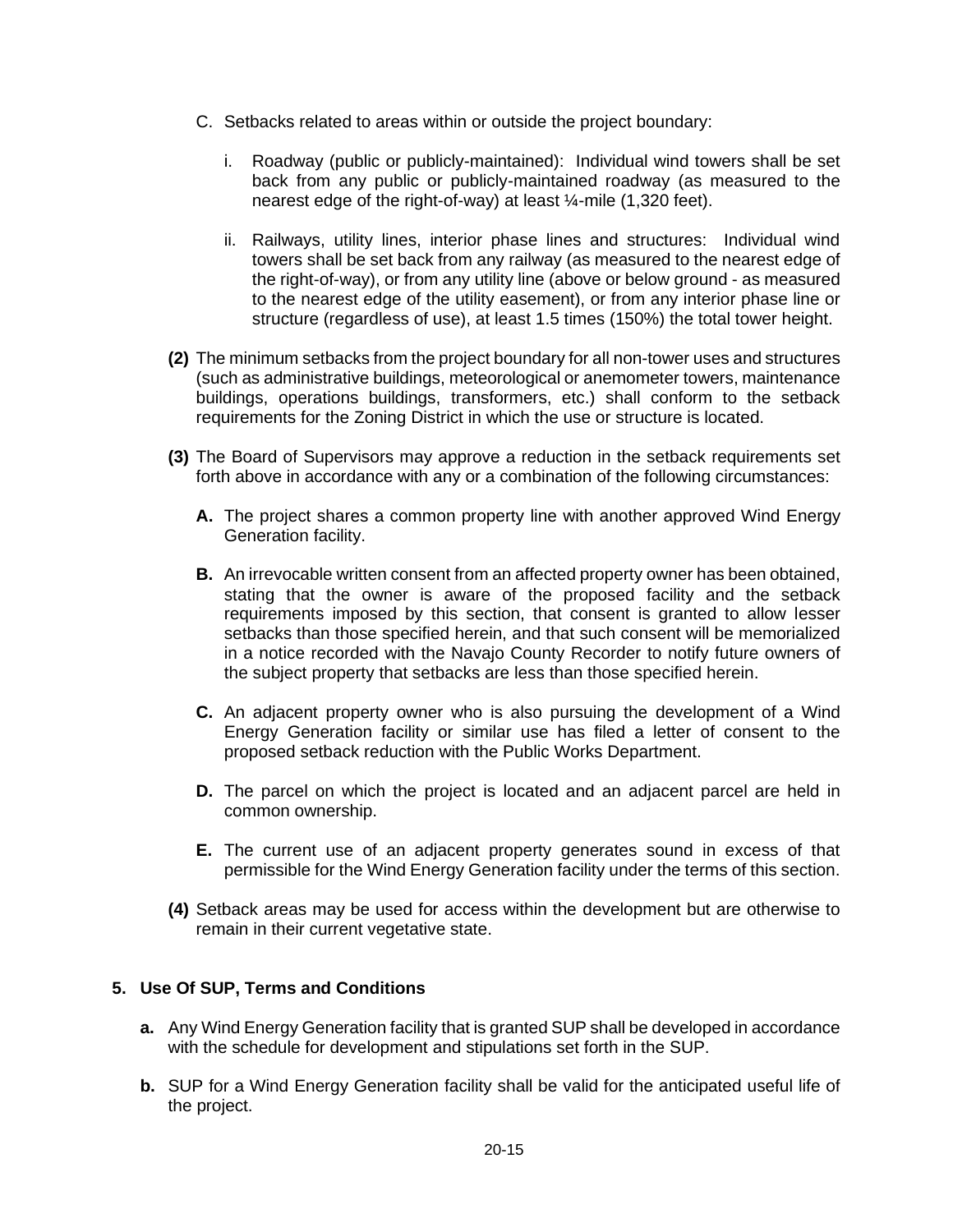C. Setbacks related to areas within or outside the project boundary:

   i. Roadway (public or publicly-maintained): Individual wind towers shall be set back from any public or publicly-maintained roadway (as measured to the nearest edge of the right-of-way) at least ¼-mile (1,320 feet).

   ii. Railways, utility lines, interior phase lines and structures: Individual wind towers shall be set back from any railway (as measured to the nearest edge of the right-of-way), or from any utility line (above or below ground - as measured to the nearest edge of the utility easement), or from any interior phase line or structure (regardless of use), at least 1.5 times (150%) the total tower height.

**(2)** The minimum setbacks from the project boundary for all non-tower uses and structures (such as administrative buildings, meteorological or anemometer towers, maintenance buildings, operations buildings, transformers, etc.) shall conform to the setback requirements for the Zoning District in which the use or structure is located.

**(3)** The Board of Supervisors may approve a reduction in the setback requirements set forth above in accordance with any or a combination of the following circumstances:

**A.** The project shares a common property line with another approved Wind Energy Generation facility.

**B.** An irrevocable written consent from an affected property owner has been obtained, stating that the owner is aware of the proposed facility and the setback requirements imposed by this section, that consent is granted to allow lesser setbacks than those specified herein, and that such consent will be memorialized in a notice recorded with the Navajo County Recorder to notify future owners of the subject property that setbacks are less than those specified herein.

**C.** An adjacent property owner who is also pursuing the development of a Wind Energy Generation facility or similar use has filed a letter of consent to the proposed setback reduction with the Public Works Department.

**D.** The parcel on which the project is located and an adjacent parcel are held in common ownership.

**E.** The current use of an adjacent property generates sound in excess of that permissible for the Wind Energy Generation facility under the terms of this section.

**(4)** Setback areas may be used for access within the development but are otherwise to remain in their current vegetative state.

## 5. Use Of SUP, Terms and Conditions

**a.** Any Wind Energy Generation facility that is granted SUP shall be developed in accordance with the schedule for development and stipulations set forth in the SUP.

**b.** SUP for a Wind Energy Generation facility shall be valid for the anticipated useful life of the project.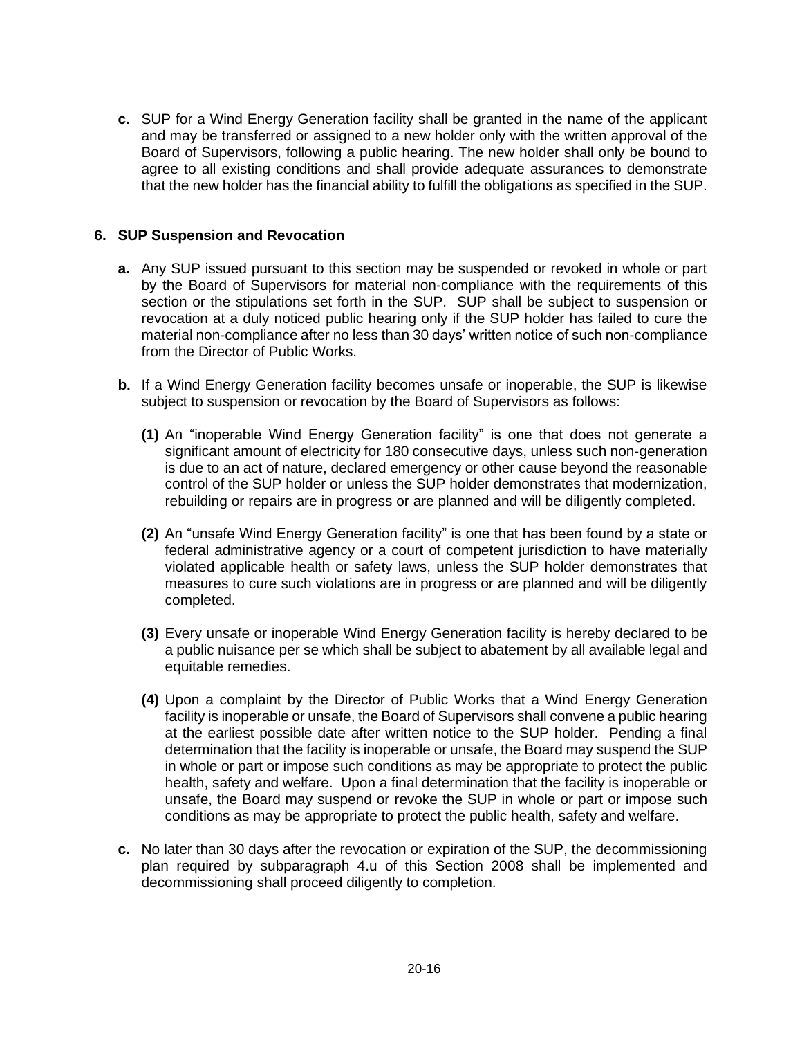**c.** SUP for a Wind Energy Generation facility shall be granted in the name of the applicant and may be transferred or assigned to a new holder only with the written approval of the Board of Supervisors, following a public hearing. The new holder shall only be bound to agree to all existing conditions and shall provide adequate assurances to demonstrate that the new holder has the financial ability to fulfill the obligations as specified in the SUP.

### 6. SUP Suspension and Revocation

**a.** Any SUP issued pursuant to this section may be suspended or revoked in whole or part by the Board of Supervisors for material non-compliance with the requirements of this section or the stipulations set forth in the SUP. SUP shall be subject to suspension or revocation at a duly noticed public hearing only if the SUP holder has failed to cure the material non-compliance after no less than 30 days' written notice of such non-compliance from the Director of Public Works.

**b.** If a Wind Energy Generation facility becomes unsafe or inoperable, the SUP is likewise subject to suspension or revocation by the Board of Supervisors as follows:

**(1)** An "inoperable Wind Energy Generation facility" is one that does not generate a significant amount of electricity for 180 consecutive days, unless such non-generation is due to an act of nature, declared emergency or other cause beyond the reasonable control of the SUP holder or unless the SUP holder demonstrates that modernization, rebuilding or repairs are in progress or are planned and will be diligently completed.

**(2)** An "unsafe Wind Energy Generation facility" is one that has been found by a state or federal administrative agency or a court of competent jurisdiction to have materially violated applicable health or safety laws, unless the SUP holder demonstrates that measures to cure such violations are in progress or are planned and will be diligently completed.

**(3)** Every unsafe or inoperable Wind Energy Generation facility is hereby declared to be a public nuisance per se which shall be subject to abatement by all available legal and equitable remedies.

**(4)** Upon a complaint by the Director of Public Works that a Wind Energy Generation facility is inoperable or unsafe, the Board of Supervisors shall convene a public hearing at the earliest possible date after written notice to the SUP holder. Pending a final determination that the facility is inoperable or unsafe, the Board may suspend the SUP in whole or part or impose such conditions as may be appropriate to protect the public health, safety and welfare. Upon a final determination that the facility is inoperable or unsafe, the Board may suspend or revoke the SUP in whole or part or impose such conditions as may be appropriate to protect the public health, safety and welfare.

**c.** No later than 30 days after the revocation or expiration of the SUP, the decommissioning plan required by subparagraph 4.u of this Section 2008 shall be implemented and decommissioning shall proceed diligently to completion.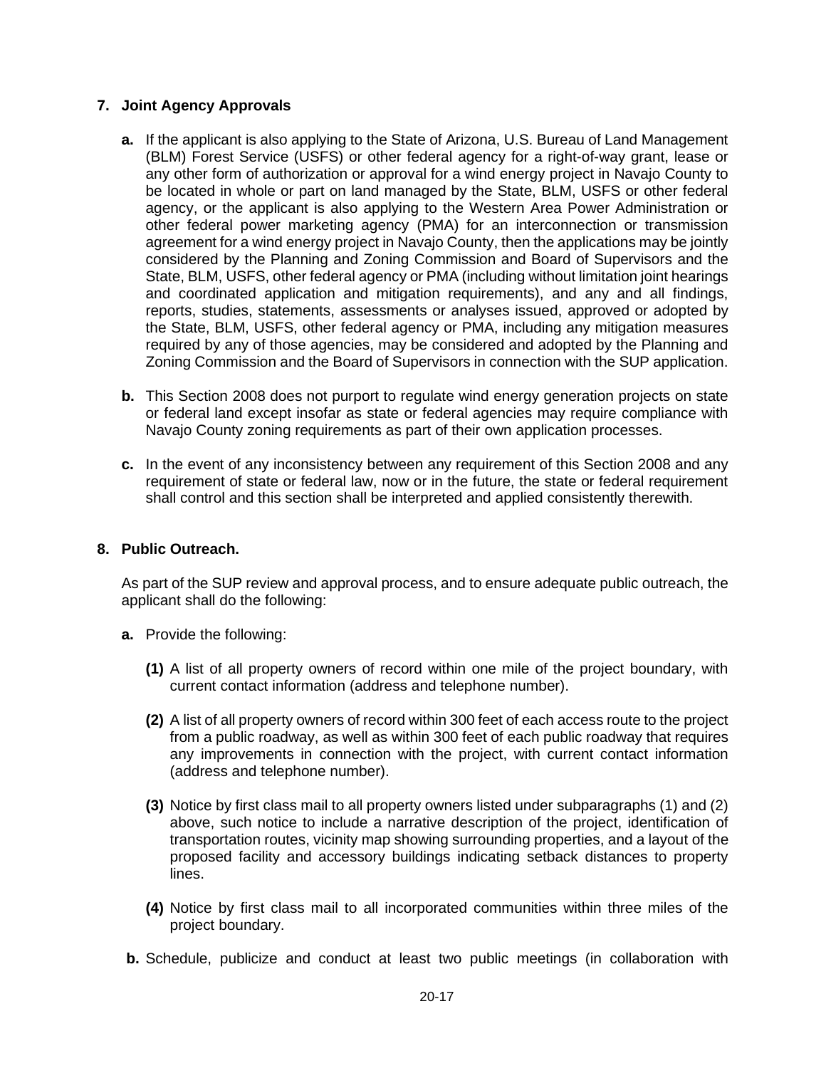## 7. Joint Agency Approvals

**a.** If the applicant is also applying to the State of Arizona, U.S. Bureau of Land Management (BLM) Forest Service (USFS) or other federal agency for a right-of-way grant, lease or any other form of authorization or approval for a wind energy project in Navajo County to be located in whole or part on land managed by the State, BLM, USFS or other federal agency, or the applicant is also applying to the Western Area Power Administration or other federal power marketing agency (PMA) for an interconnection or transmission agreement for a wind energy project in Navajo County, then the applications may be jointly considered by the Planning and Zoning Commission and Board of Supervisors and the State, BLM, USFS, other federal agency or PMA (including without limitation joint hearings and coordinated application and mitigation requirements), and any and all findings, reports, studies, statements, assessments or analyses issued, approved or adopted by the State, BLM, USFS, other federal agency or PMA, including any mitigation measures required by any of those agencies, may be considered and adopted by the Planning and Zoning Commission and the Board of Supervisors in connection with the SUP application.

**b.** This Section 2008 does not purport to regulate wind energy generation projects on state or federal land except insofar as state or federal agencies may require compliance with Navajo County zoning requirements as part of their own application processes.

**c.** In the event of any inconsistency between any requirement of this Section 2008 and any requirement of state or federal law, now or in the future, the state or federal requirement shall control and this section shall be interpreted and applied consistently therewith.

## 8. Public Outreach.

As part of the SUP review and approval process, and to ensure adequate public outreach, the applicant shall do the following:

**a.** Provide the following:

**(1)** A list of all property owners of record within one mile of the project boundary, with current contact information (address and telephone number).

**(2)** A list of all property owners of record within 300 feet of each access route to the project from a public roadway, as well as within 300 feet of each public roadway that requires any improvements in connection with the project, with current contact information (address and telephone number).

**(3)** Notice by first class mail to all property owners listed under subparagraphs (1) and (2) above, such notice to include a narrative description of the project, identification of transportation routes, vicinity map showing surrounding properties, and a layout of the proposed facility and accessory buildings indicating setback distances to property lines.

**(4)** Notice by first class mail to all incorporated communities within three miles of the project boundary.

**b.** Schedule, publicize and conduct at least two public meetings (in collaboration with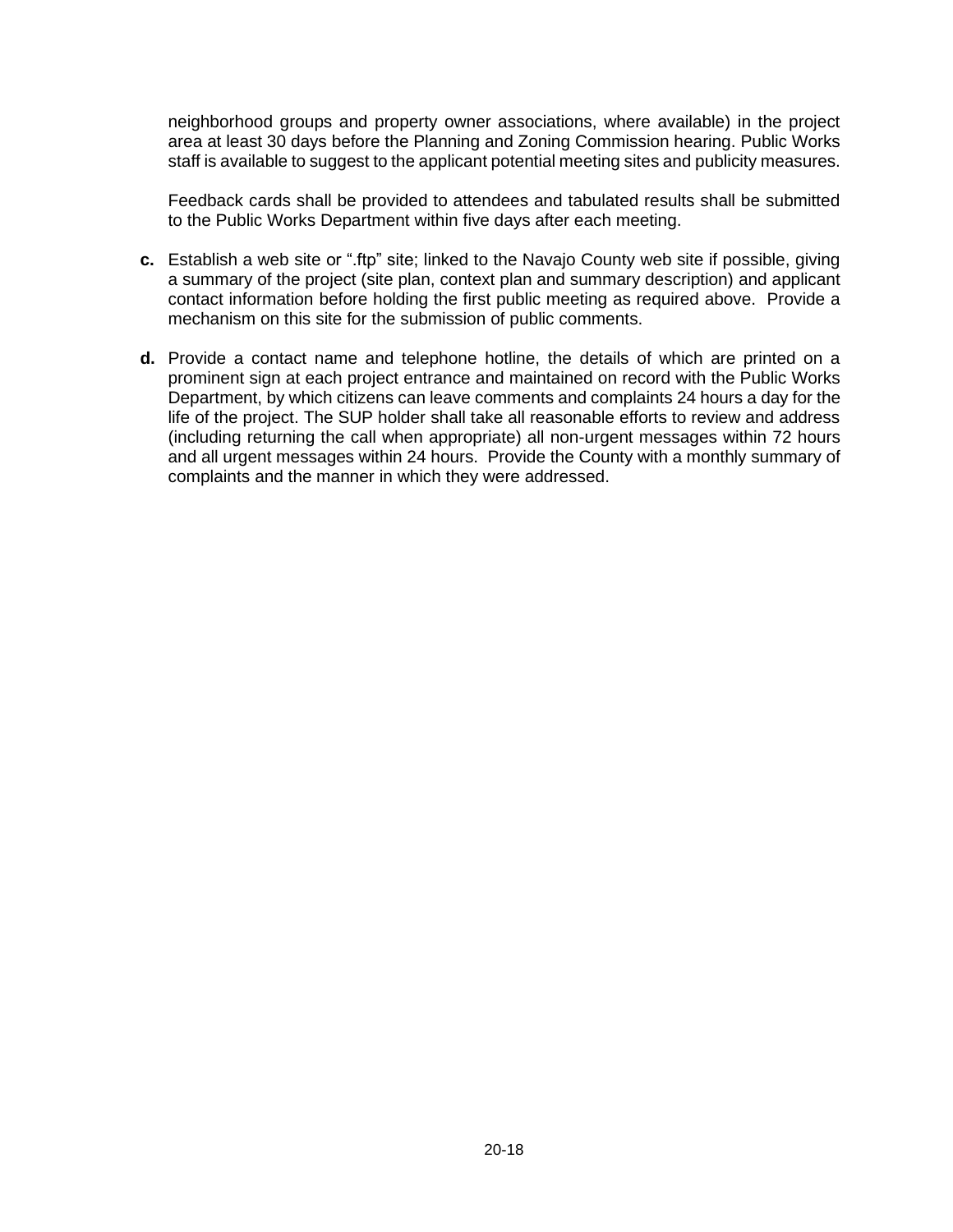neighborhood groups and property owner associations, where available) in the project area at least 30 days before the Planning and Zoning Commission hearing. Public Works staff is available to suggest to the applicant potential meeting sites and publicity measures.

Feedback cards shall be provided to attendees and tabulated results shall be submitted to the Public Works Department within five days after each meeting.

**c.** Establish a web site or ".ftp" site; linked to the Navajo County web site if possible, giving a summary of the project (site plan, context plan and summary description) and applicant contact information before holding the first public meeting as required above. Provide a mechanism on this site for the submission of public comments.

**d.** Provide a contact name and telephone hotline, the details of which are printed on a prominent sign at each project entrance and maintained on record with the Public Works Department, by which citizens can leave comments and complaints 24 hours a day for the life of the project. The SUP holder shall take all reasonable efforts to review and address (including returning the call when appropriate) all non-urgent messages within 72 hours and all urgent messages within 24 hours. Provide the County with a monthly summary of complaints and the manner in which they were addressed.